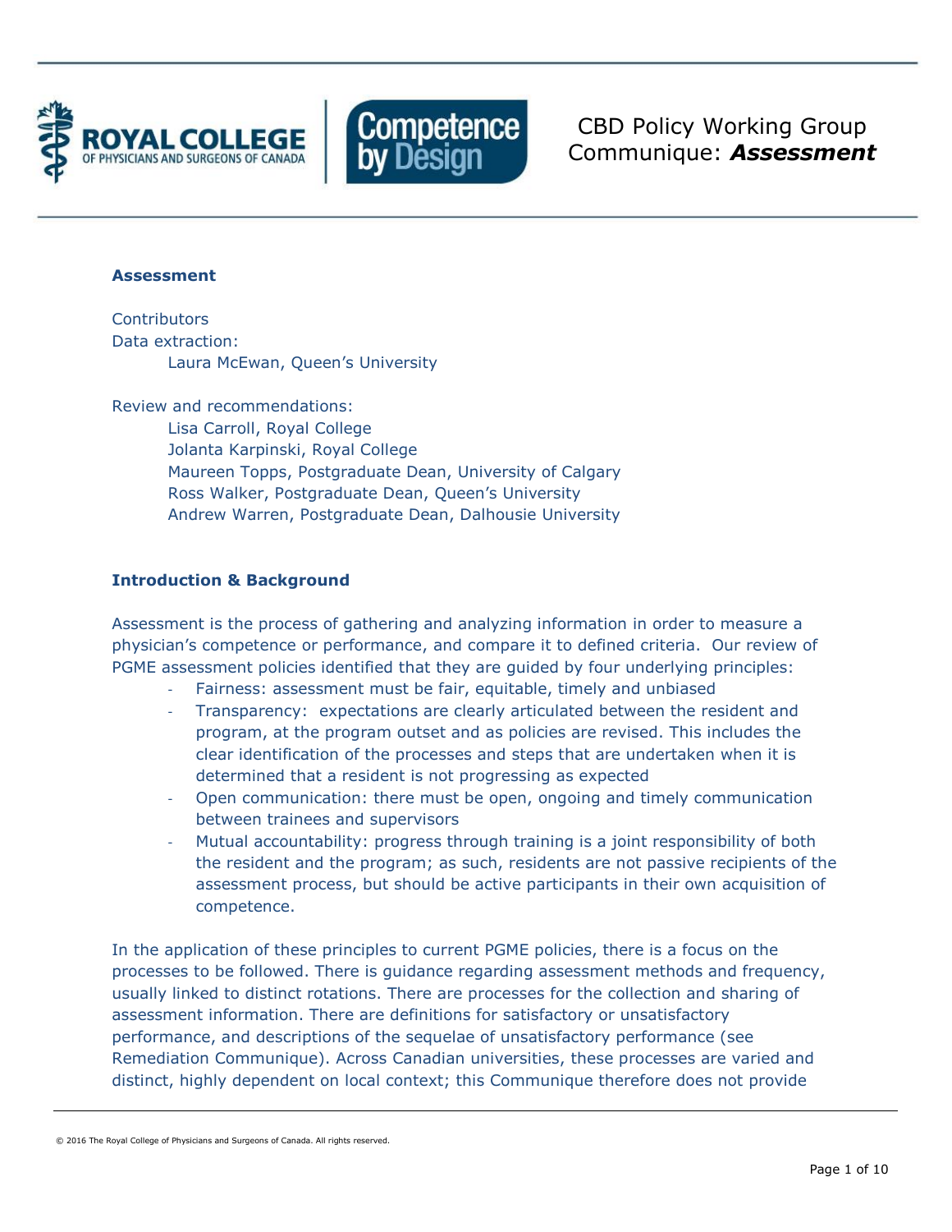CBD Policy Working Group Communique: ***Assessment***

## Assessment

Contributors
Data extraction:
Laura McEwan, Queen's University

Review and recommendations:
Lisa Carroll, Royal College
Jolanta Karpinski, Royal College
Maureen Topps, Postgraduate Dean, University of Calgary
Ross Walker, Postgraduate Dean, Queen's University
Andrew Warren, Postgraduate Dean, Dalhousie University

## Introduction & Background

Assessment is the process of gathering and analyzing information in order to measure a physician's competence or performance, and compare it to defined criteria. Our review of PGME assessment policies identified that they are guided by four underlying principles:

- Fairness: assessment must be fair, equitable, timely and unbiased
- Transparency: expectations are clearly articulated between the resident and program, at the program outset and as policies are revised. This includes the clear identification of the processes and steps that are undertaken when it is determined that a resident is not progressing as expected
- Open communication: there must be open, ongoing and timely communication between trainees and supervisors
- Mutual accountability: progress through training is a joint responsibility of both the resident and the program; as such, residents are not passive recipients of the assessment process, but should be active participants in their own acquisition of competence.

In the application of these principles to current PGME policies, there is a focus on the processes to be followed. There is guidance regarding assessment methods and frequency, usually linked to distinct rotations. There are processes for the collection and sharing of assessment information. There are definitions for satisfactory or unsatisfactory performance, and descriptions of the sequelae of unsatisfactory performance (see Remediation Communique). Across Canadian universities, these processes are varied and distinct, highly dependent on local context; this Communique therefore does not provide

© 2016 The Royal College of Physicians and Surgeons of Canada. All rights reserved.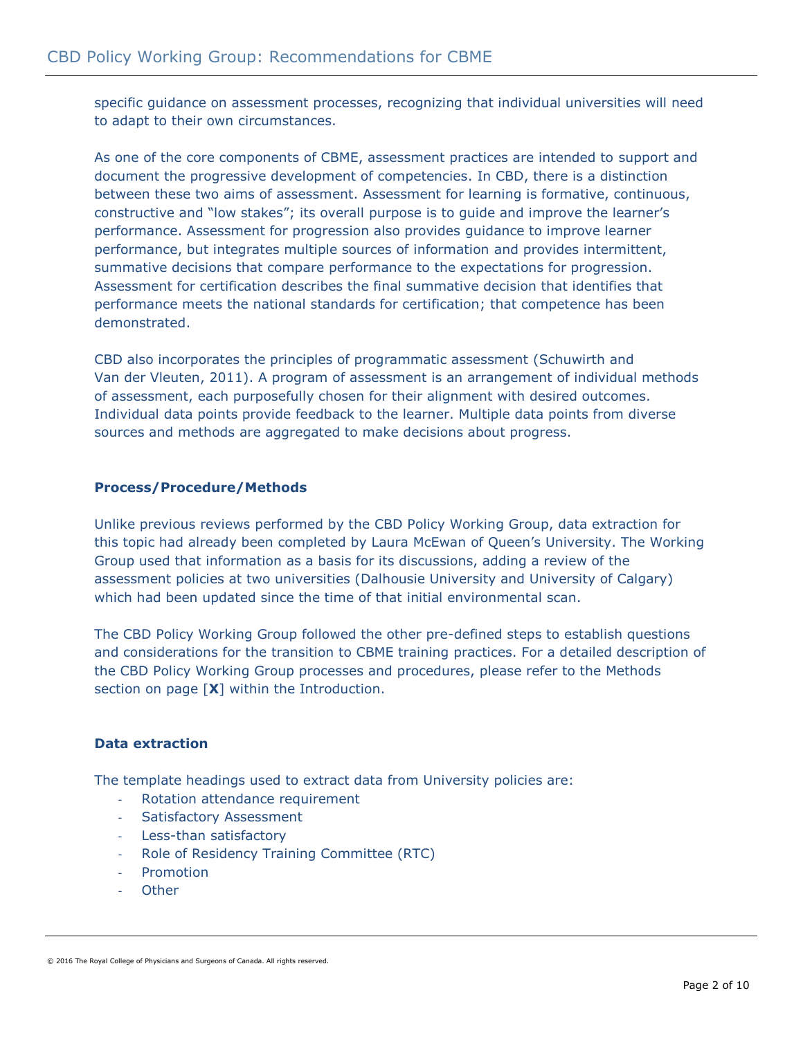specific guidance on assessment processes, recognizing that individual universities will need to adapt to their own circumstances.

As one of the core components of CBME, assessment practices are intended to support and document the progressive development of competencies. In CBD, there is a distinction between these two aims of assessment. Assessment for learning is formative, continuous, constructive and "low stakes"; its overall purpose is to guide and improve the learner's performance. Assessment for progression also provides guidance to improve learner performance, but integrates multiple sources of information and provides intermittent, summative decisions that compare performance to the expectations for progression. Assessment for certification describes the final summative decision that identifies that performance meets the national standards for certification; that competence has been demonstrated.

CBD also incorporates the principles of programmatic assessment (Schuwirth and Van der Vleuten, 2011). A program of assessment is an arrangement of individual methods of assessment, each purposefully chosen for their alignment with desired outcomes. Individual data points provide feedback to the learner. Multiple data points from diverse sources and methods are aggregated to make decisions about progress.

### Process/Procedure/Methods

Unlike previous reviews performed by the CBD Policy Working Group, data extraction for this topic had already been completed by Laura McEwan of Queen's University. The Working Group used that information as a basis for its discussions, adding a review of the assessment policies at two universities (Dalhousie University and University of Calgary) which had been updated since the time of that initial environmental scan.

The CBD Policy Working Group followed the other pre-defined steps to establish questions and considerations for the transition to CBME training practices. For a detailed description of the CBD Policy Working Group processes and procedures, please refer to the Methods section on page [**X**] within the Introduction.

### Data extraction

The template headings used to extract data from University policies are:

- Rotation attendance requirement
- Satisfactory Assessment
- Less-than satisfactory
- Role of Residency Training Committee (RTC)
- Promotion
- Other

© 2016 The Royal College of Physicians and Surgeons of Canada. All rights reserved.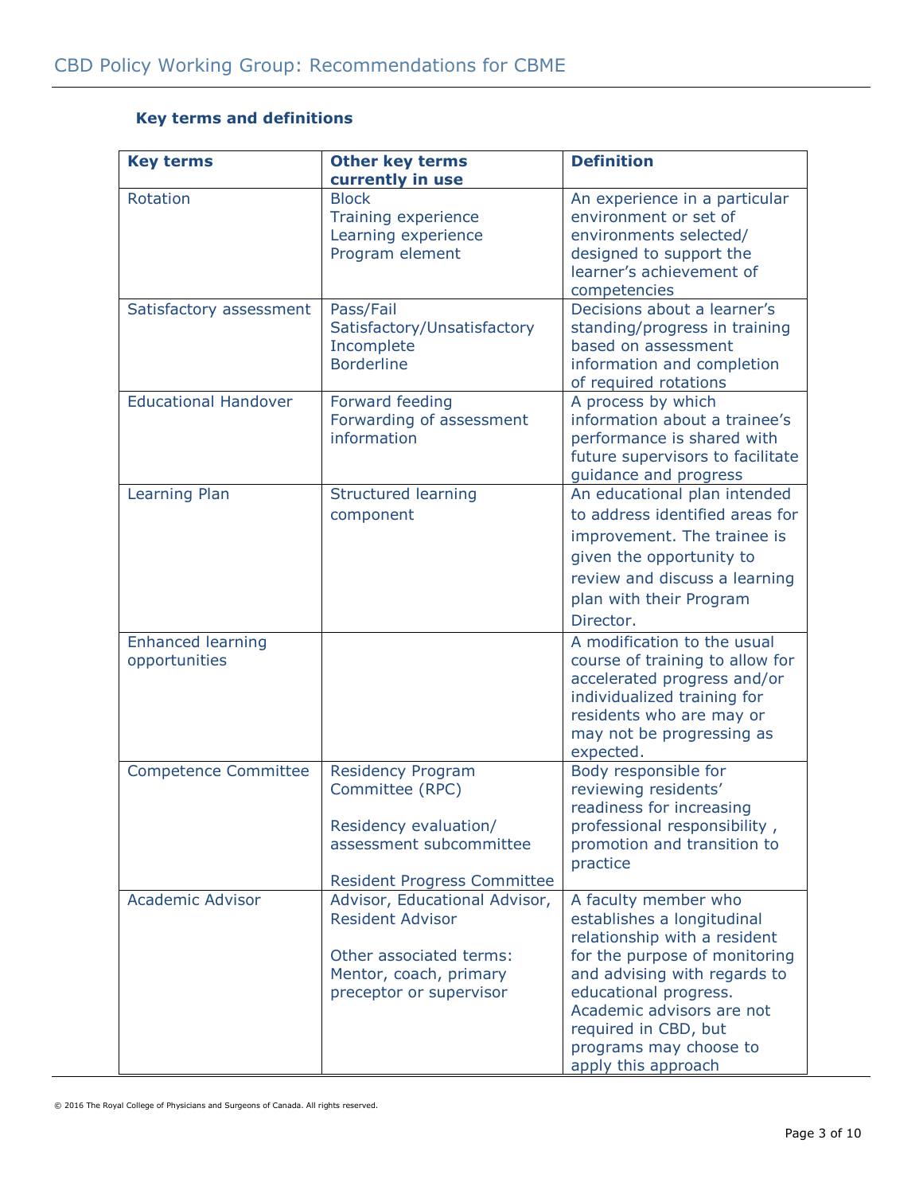### Key terms and definitions

| Key terms | Other key terms currently in use | Definition |
|---|---|---|
| Rotation | Block<br>Training experience<br>Learning experience<br>Program element | An experience in a particular environment or set of environments selected/ designed to support the learner's achievement of competencies |
| Satisfactory assessment | Pass/Fail<br>Satisfactory/Unsatisfactory<br>Incomplete<br>Borderline | Decisions about a learner's standing/progress in training based on assessment information and completion of required rotations |
| Educational Handover | Forward feeding<br>Forwarding of assessment information | A process by which information about a trainee's performance is shared with future supervisors to facilitate guidance and progress |
| Learning Plan | Structured learning component | An educational plan intended to address identified areas for improvement. The trainee is given the opportunity to review and discuss a learning plan with their Program Director. |
| Enhanced learning opportunities | | A modification to the usual course of training to allow for accelerated progress and/or individualized training for residents who are may or may not be progressing as expected. |
| Competence Committee | Residency Program Committee (RPC)<br><br>Residency evaluation/ assessment subcommittee<br><br>Resident Progress Committee | Body responsible for reviewing residents' readiness for increasing professional responsibility , promotion and transition to practice |
| Academic Advisor | Advisor, Educational Advisor, Resident Advisor<br><br>Other associated terms: Mentor, coach, primary preceptor or supervisor | A faculty member who establishes a longitudinal relationship with a resident for the purpose of monitoring and advising with regards to educational progress. Academic advisors are not required in CBD, but programs may choose to apply this approach |

© 2016 The Royal College of Physicians and Surgeons of Canada. All rights reserved.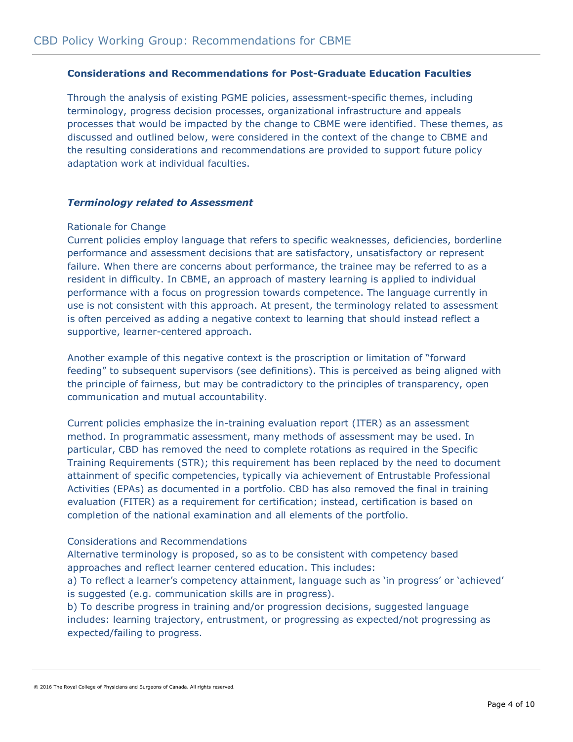### Considerations and Recommendations for Post-Graduate Education Faculties

Through the analysis of existing PGME policies, assessment-specific themes, including terminology, progress decision processes, organizational infrastructure and appeals processes that would be impacted by the change to CBME were identified. These themes, as discussed and outlined below, were considered in the context of the change to CBME and the resulting considerations and recommendations are provided to support future policy adaptation work at individual faculties.

#### *Terminology related to Assessment*

Rationale for Change

Current policies employ language that refers to specific weaknesses, deficiencies, borderline performance and assessment decisions that are satisfactory, unsatisfactory or represent failure. When there are concerns about performance, the trainee may be referred to as a resident in difficulty. In CBME, an approach of mastery learning is applied to individual performance with a focus on progression towards competence. The language currently in use is not consistent with this approach. At present, the terminology related to assessment is often perceived as adding a negative context to learning that should instead reflect a supportive, learner-centered approach.

Another example of this negative context is the proscription or limitation of "forward feeding" to subsequent supervisors (see definitions). This is perceived as being aligned with the principle of fairness, but may be contradictory to the principles of transparency, open communication and mutual accountability.

Current policies emphasize the in-training evaluation report (ITER) as an assessment method. In programmatic assessment, many methods of assessment may be used. In particular, CBD has removed the need to complete rotations as required in the Specific Training Requirements (STR); this requirement has been replaced by the need to document attainment of specific competencies, typically via achievement of Entrustable Professional Activities (EPAs) as documented in a portfolio. CBD has also removed the final in training evaluation (FITER) as a requirement for certification; instead, certification is based on completion of the national examination and all elements of the portfolio.

Considerations and Recommendations

Alternative terminology is proposed, so as to be consistent with competency based approaches and reflect learner centered education. This includes:

a) To reflect a learner's competency attainment, language such as 'in progress' or 'achieved' is suggested (e.g. communication skills are in progress).

b) To describe progress in training and/or progression decisions, suggested language includes: learning trajectory, entrustment, or progressing as expected/not progressing as expected/failing to progress.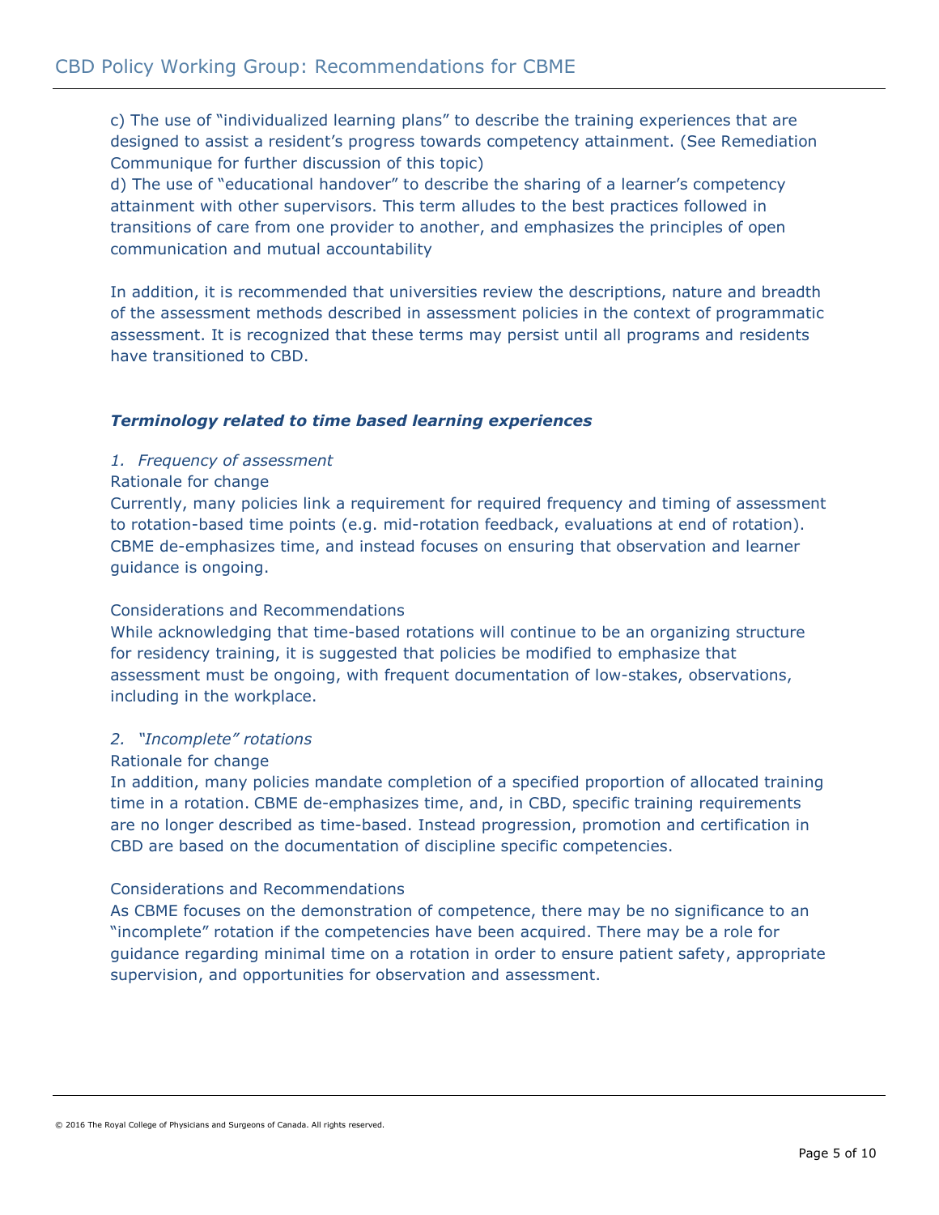c) The use of "individualized learning plans" to describe the training experiences that are designed to assist a resident's progress towards competency attainment. (See Remediation Communique for further discussion of this topic)
d) The use of "educational handover" to describe the sharing of a learner's competency attainment with other supervisors. This term alludes to the best practices followed in transitions of care from one provider to another, and emphasizes the principles of open communication and mutual accountability

In addition, it is recommended that universities review the descriptions, nature and breadth of the assessment methods described in assessment policies in the context of programmatic assessment. It is recognized that these terms may persist until all programs and residents have transitioned to CBD.

### *Terminology related to time based learning experiences*

*1. Frequency of assessment*

Rationale for change

Currently, many policies link a requirement for required frequency and timing of assessment to rotation-based time points (e.g. mid-rotation feedback, evaluations at end of rotation). CBME de-emphasizes time, and instead focuses on ensuring that observation and learner guidance is ongoing.

Considerations and Recommendations

While acknowledging that time-based rotations will continue to be an organizing structure for residency training, it is suggested that policies be modified to emphasize that assessment must be ongoing, with frequent documentation of low-stakes, observations, including in the workplace.

*2. "Incomplete" rotations*

Rationale for change

In addition, many policies mandate completion of a specified proportion of allocated training time in a rotation. CBME de-emphasizes time, and, in CBD, specific training requirements are no longer described as time-based. Instead progression, promotion and certification in CBD are based on the documentation of discipline specific competencies.

Considerations and Recommendations

As CBME focuses on the demonstration of competence, there may be no significance to an "incomplete" rotation if the competencies have been acquired. There may be a role for guidance regarding minimal time on a rotation in order to ensure patient safety, appropriate supervision, and opportunities for observation and assessment.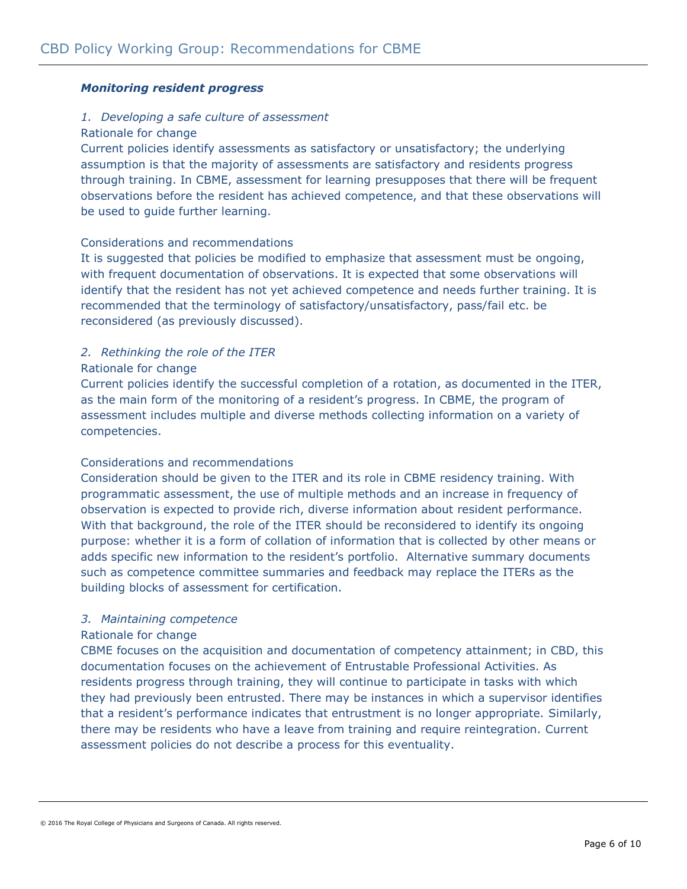### *Monitoring resident progress*

*1. Developing a safe culture of assessment*

Rationale for change

Current policies identify assessments as satisfactory or unsatisfactory; the underlying assumption is that the majority of assessments are satisfactory and residents progress through training. In CBME, assessment for learning presupposes that there will be frequent observations before the resident has achieved competence, and that these observations will be used to guide further learning.

Considerations and recommendations

It is suggested that policies be modified to emphasize that assessment must be ongoing, with frequent documentation of observations. It is expected that some observations will identify that the resident has not yet achieved competence and needs further training. It is recommended that the terminology of satisfactory/unsatisfactory, pass/fail etc. be reconsidered (as previously discussed).

*2. Rethinking the role of the ITER*

Rationale for change

Current policies identify the successful completion of a rotation, as documented in the ITER, as the main form of the monitoring of a resident's progress. In CBME, the program of assessment includes multiple and diverse methods collecting information on a variety of competencies.

Considerations and recommendations

Consideration should be given to the ITER and its role in CBME residency training. With programmatic assessment, the use of multiple methods and an increase in frequency of observation is expected to provide rich, diverse information about resident performance. With that background, the role of the ITER should be reconsidered to identify its ongoing purpose: whether it is a form of collation of information that is collected by other means or adds specific new information to the resident's portfolio. Alternative summary documents such as competence committee summaries and feedback may replace the ITERs as the building blocks of assessment for certification.

*3. Maintaining competence*

Rationale for change

CBME focuses on the acquisition and documentation of competency attainment; in CBD, this documentation focuses on the achievement of Entrustable Professional Activities. As residents progress through training, they will continue to participate in tasks with which they had previously been entrusted. There may be instances in which a supervisor identifies that a resident's performance indicates that entrustment is no longer appropriate. Similarly, there may be residents who have a leave from training and require reintegration. Current assessment policies do not describe a process for this eventuality.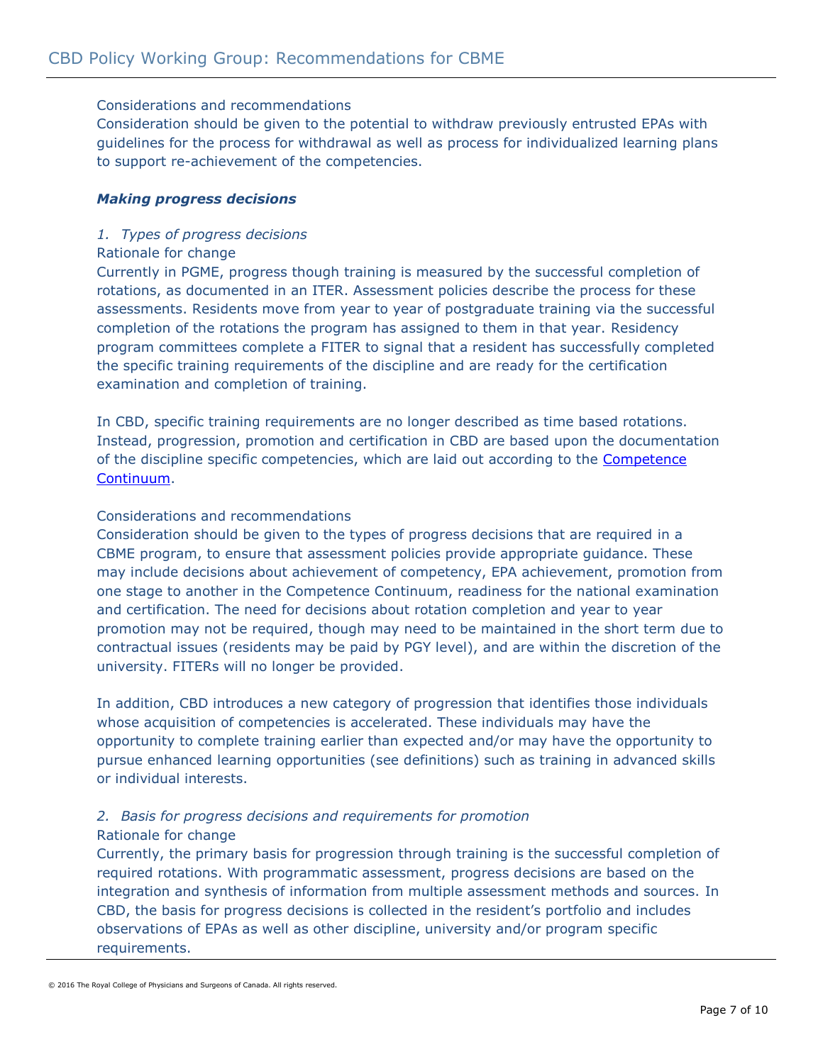Considerations and recommendations

Consideration should be given to the potential to withdraw previously entrusted EPAs with guidelines for the process for withdrawal as well as process for individualized learning plans to support re-achievement of the competencies.

### ***Making progress decisions***

*1. Types of progress decisions*

Rationale for change

Currently in PGME, progress though training is measured by the successful completion of rotations, as documented in an ITER. Assessment policies describe the process for these assessments. Residents move from year to year of postgraduate training via the successful completion of the rotations the program has assigned to them in that year. Residency program committees complete a FITER to signal that a resident has successfully completed the specific training requirements of the discipline and are ready for the certification examination and completion of training.

In CBD, specific training requirements are no longer described as time based rotations. Instead, progression, promotion and certification in CBD are based upon the documentation of the discipline specific competencies, which are laid out according to the Competence Continuum.

Considerations and recommendations

Consideration should be given to the types of progress decisions that are required in a CBME program, to ensure that assessment policies provide appropriate guidance. These may include decisions about achievement of competency, EPA achievement, promotion from one stage to another in the Competence Continuum, readiness for the national examination and certification. The need for decisions about rotation completion and year to year promotion may not be required, though may need to be maintained in the short term due to contractual issues (residents may be paid by PGY level), and are within the discretion of the university. FITERs will no longer be provided.

In addition, CBD introduces a new category of progression that identifies those individuals whose acquisition of competencies is accelerated. These individuals may have the opportunity to complete training earlier than expected and/or may have the opportunity to pursue enhanced learning opportunities (see definitions) such as training in advanced skills or individual interests.

*2. Basis for progress decisions and requirements for promotion*

Rationale for change

Currently, the primary basis for progression through training is the successful completion of required rotations. With programmatic assessment, progress decisions are based on the integration and synthesis of information from multiple assessment methods and sources. In CBD, the basis for progress decisions is collected in the resident's portfolio and includes observations of EPAs as well as other discipline, university and/or program specific requirements.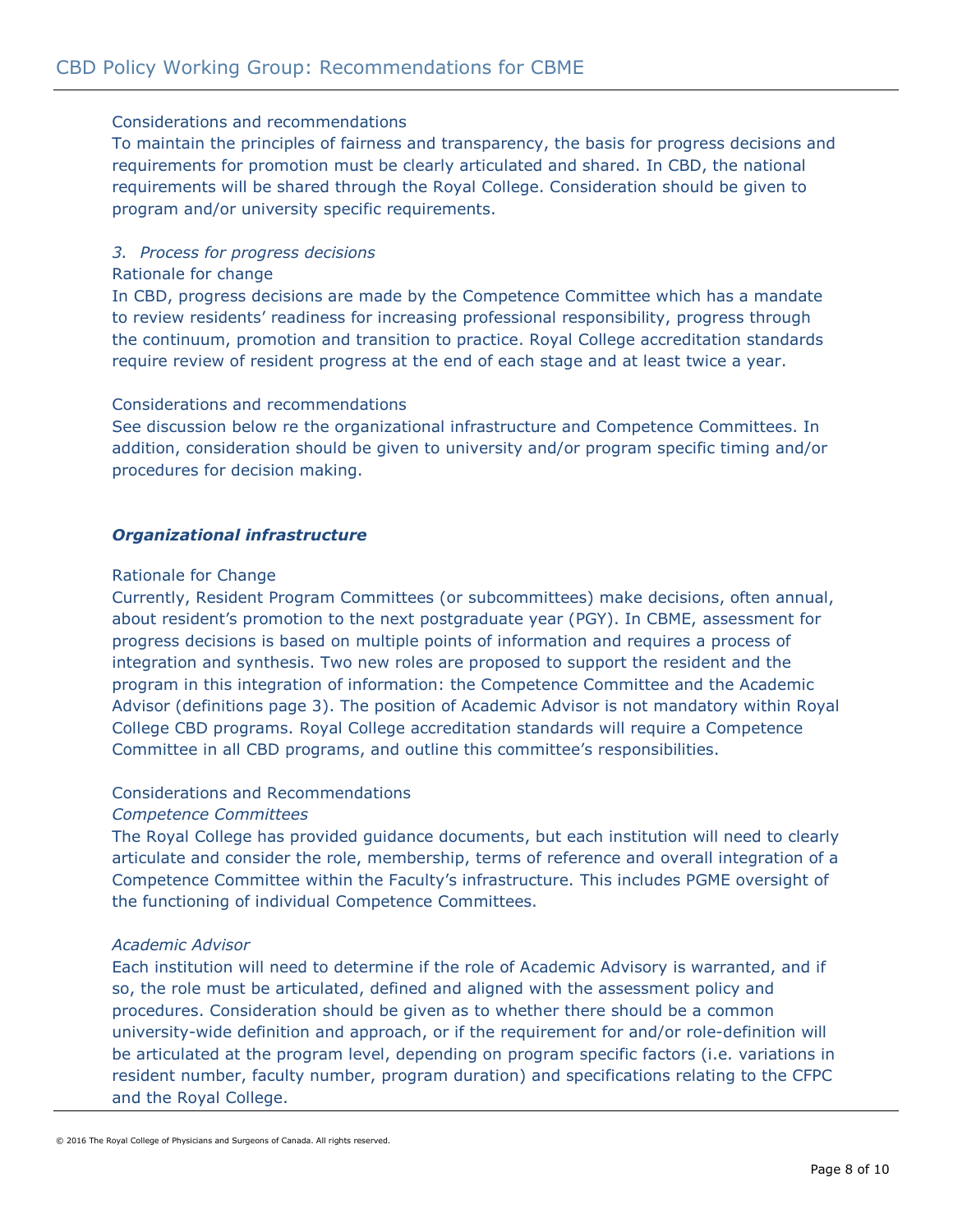Considerations and recommendations

To maintain the principles of fairness and transparency, the basis for progress decisions and requirements for promotion must be clearly articulated and shared. In CBD, the national requirements will be shared through the Royal College. Consideration should be given to program and/or university specific requirements.

*3. Process for progress decisions*

Rationale for change

In CBD, progress decisions are made by the Competence Committee which has a mandate to review residents' readiness for increasing professional responsibility, progress through the continuum, promotion and transition to practice. Royal College accreditation standards require review of resident progress at the end of each stage and at least twice a year.

Considerations and recommendations

See discussion below re the organizational infrastructure and Competence Committees. In addition, consideration should be given to university and/or program specific timing and/or procedures for decision making.

### ***Organizational infrastructure***

Rationale for Change

Currently, Resident Program Committees (or subcommittees) make decisions, often annual, about resident's promotion to the next postgraduate year (PGY). In CBME, assessment for progress decisions is based on multiple points of information and requires a process of integration and synthesis. Two new roles are proposed to support the resident and the program in this integration of information: the Competence Committee and the Academic Advisor (definitions page 3). The position of Academic Advisor is not mandatory within Royal College CBD programs. Royal College accreditation standards will require a Competence Committee in all CBD programs, and outline this committee's responsibilities.

Considerations and Recommendations

*Competence Committees*

The Royal College has provided guidance documents, but each institution will need to clearly articulate and consider the role, membership, terms of reference and overall integration of a Competence Committee within the Faculty's infrastructure. This includes PGME oversight of the functioning of individual Competence Committees.

*Academic Advisor*

Each institution will need to determine if the role of Academic Advisory is warranted, and if so, the role must be articulated, defined and aligned with the assessment policy and procedures. Consideration should be given as to whether there should be a common university-wide definition and approach, or if the requirement for and/or role-definition will be articulated at the program level, depending on program specific factors (i.e. variations in resident number, faculty number, program duration) and specifications relating to the CFPC and the Royal College.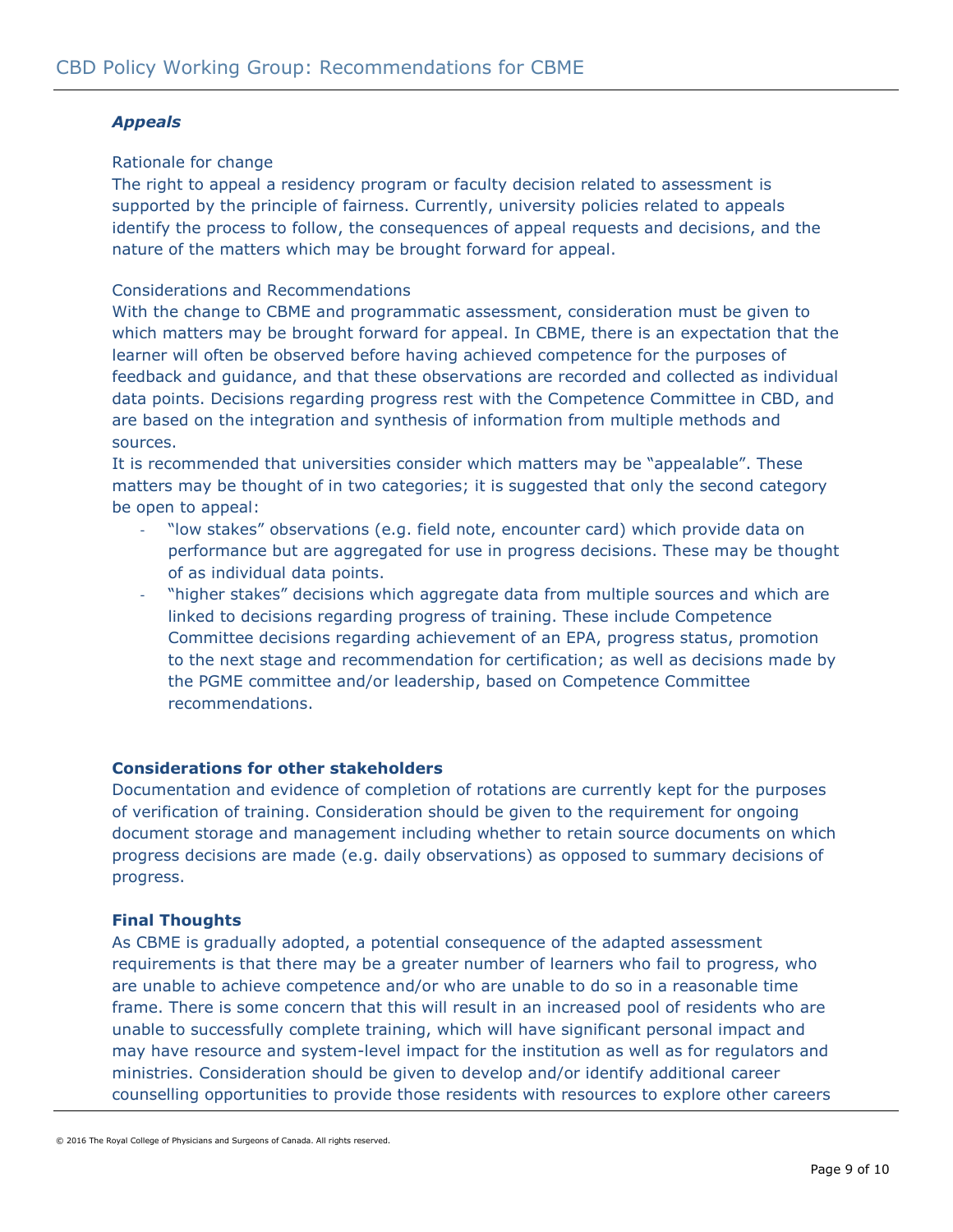### *Appeals*

Rationale for change

The right to appeal a residency program or faculty decision related to assessment is supported by the principle of fairness. Currently, university policies related to appeals identify the process to follow, the consequences of appeal requests and decisions, and the nature of the matters which may be brought forward for appeal.

Considerations and Recommendations

With the change to CBME and programmatic assessment, consideration must be given to which matters may be brought forward for appeal. In CBME, there is an expectation that the learner will often be observed before having achieved competence for the purposes of feedback and guidance, and that these observations are recorded and collected as individual data points. Decisions regarding progress rest with the Competence Committee in CBD, and are based on the integration and synthesis of information from multiple methods and sources.

It is recommended that universities consider which matters may be "appealable". These matters may be thought of in two categories; it is suggested that only the second category be open to appeal:

- "low stakes" observations (e.g. field note, encounter card) which provide data on performance but are aggregated for use in progress decisions. These may be thought of as individual data points.
- "higher stakes" decisions which aggregate data from multiple sources and which are linked to decisions regarding progress of training. These include Competence Committee decisions regarding achievement of an EPA, progress status, promotion to the next stage and recommendation for certification; as well as decisions made by the PGME committee and/or leadership, based on Competence Committee recommendations.

## Considerations for other stakeholders

Documentation and evidence of completion of rotations are currently kept for the purposes of verification of training. Consideration should be given to the requirement for ongoing document storage and management including whether to retain source documents on which progress decisions are made (e.g. daily observations) as opposed to summary decisions of progress.

## Final Thoughts

As CBME is gradually adopted, a potential consequence of the adapted assessment requirements is that there may be a greater number of learners who fail to progress, who are unable to achieve competence and/or who are unable to do so in a reasonable time frame. There is some concern that this will result in an increased pool of residents who are unable to successfully complete training, which will have significant personal impact and may have resource and system-level impact for the institution as well as for regulators and ministries. Consideration should be given to develop and/or identify additional career counselling opportunities to provide those residents with resources to explore other careers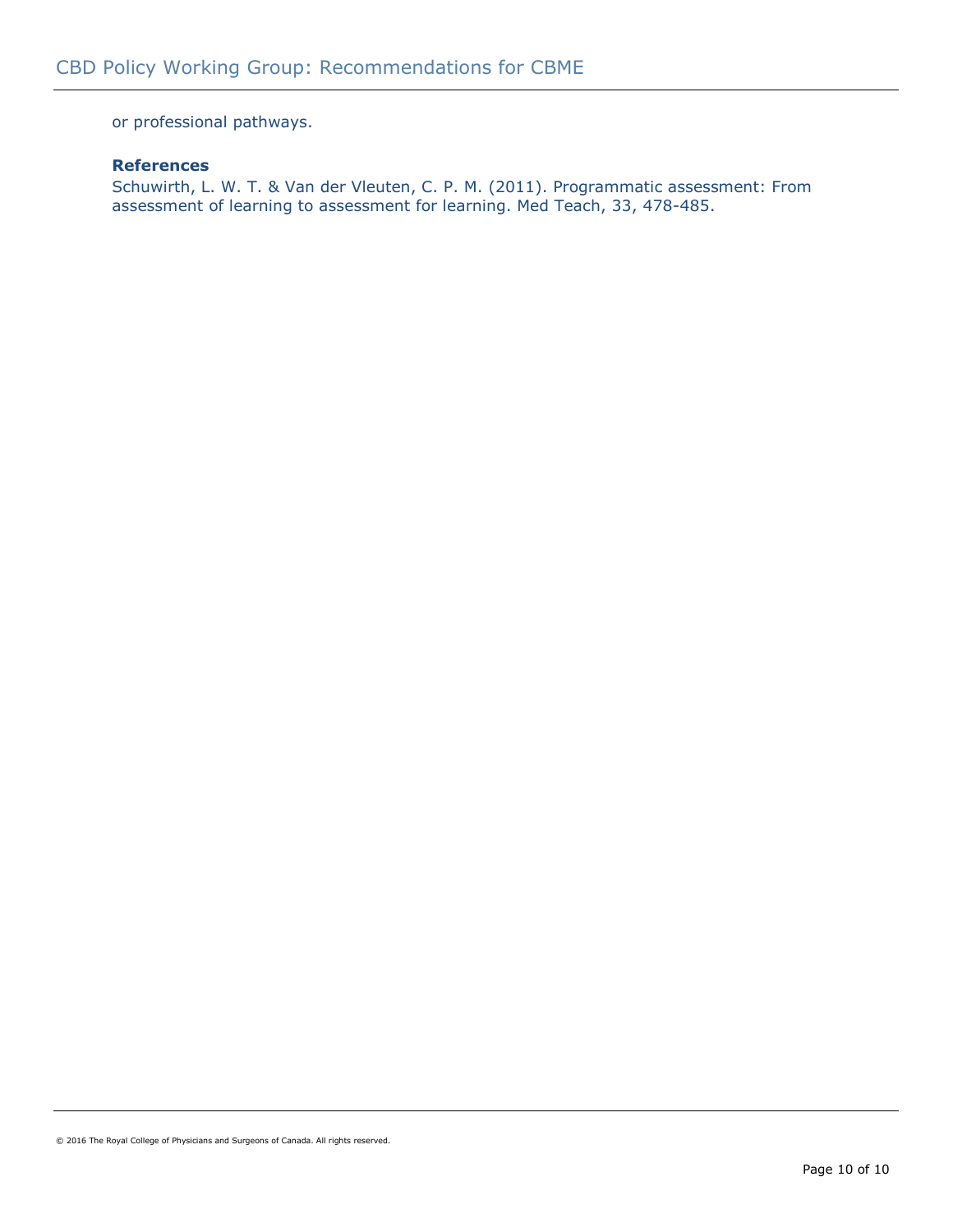or professional pathways.

### References

Schuwirth, L. W. T. & Van der Vleuten, C. P. M. (2011). Programmatic assessment: From assessment of learning to assessment for learning. Med Teach, 33, 478-485.